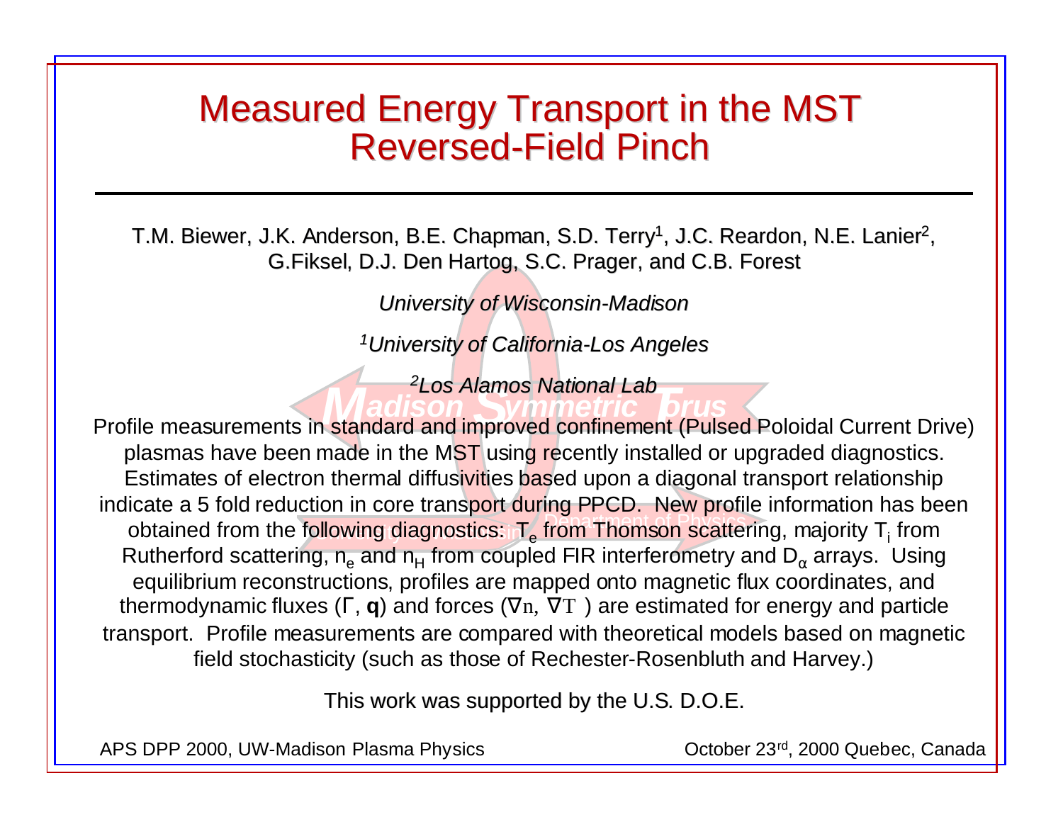# Measured Energy Transport in the MST Reversed-Field Pinch

T.M. Biewer, J.K. Anderson, B.E. Chapman, S.D. Terry[1], J.C. Reardon, N.E. Lanier[2], G.Fiksel, D.J. Den Hartog, S.C. Prager, and C.B. Forest

*University of Wisconsin-Madison*

*[1]University of California-Los Angeles*

*[2]Los Alamos National Lab*

Profile measurements in standard and improved confinement (Pulsed Poloidal Current Drive) plasmas have been made in the MST using recently installed or upgraded diagnostics. Estimates of electron thermal diffusivities based upon a diagonal transport relationship indicate a 5 fold reduction in core transport during PPCD. New profile information has been obtained from the following diagnostics: $T_e$ from Thomson scattering, majority $T_i$ from Rutherford scattering, $n_e$ and $n_H$ from coupled FIR interferometry and $D_\alpha$ arrays. Using equilibrium reconstructions, profiles are mapped onto magnetic flux coordinates, and thermodynamic fluxes ($\Gamma$, $\mathbf{q}$) and forces ($\nabla n$, $\nabla T$) are estimated for energy and particle transport. Profile measurements are compared with theoretical models based on magnetic field stochasticity (such as those of Rechester-Rosenbluth and Harvey.)

This work was supported by the U.S. D.O.E.

APS DPP 2000, UW-Madison Plasma Physics — October 23rd, 2000 Quebec, Canada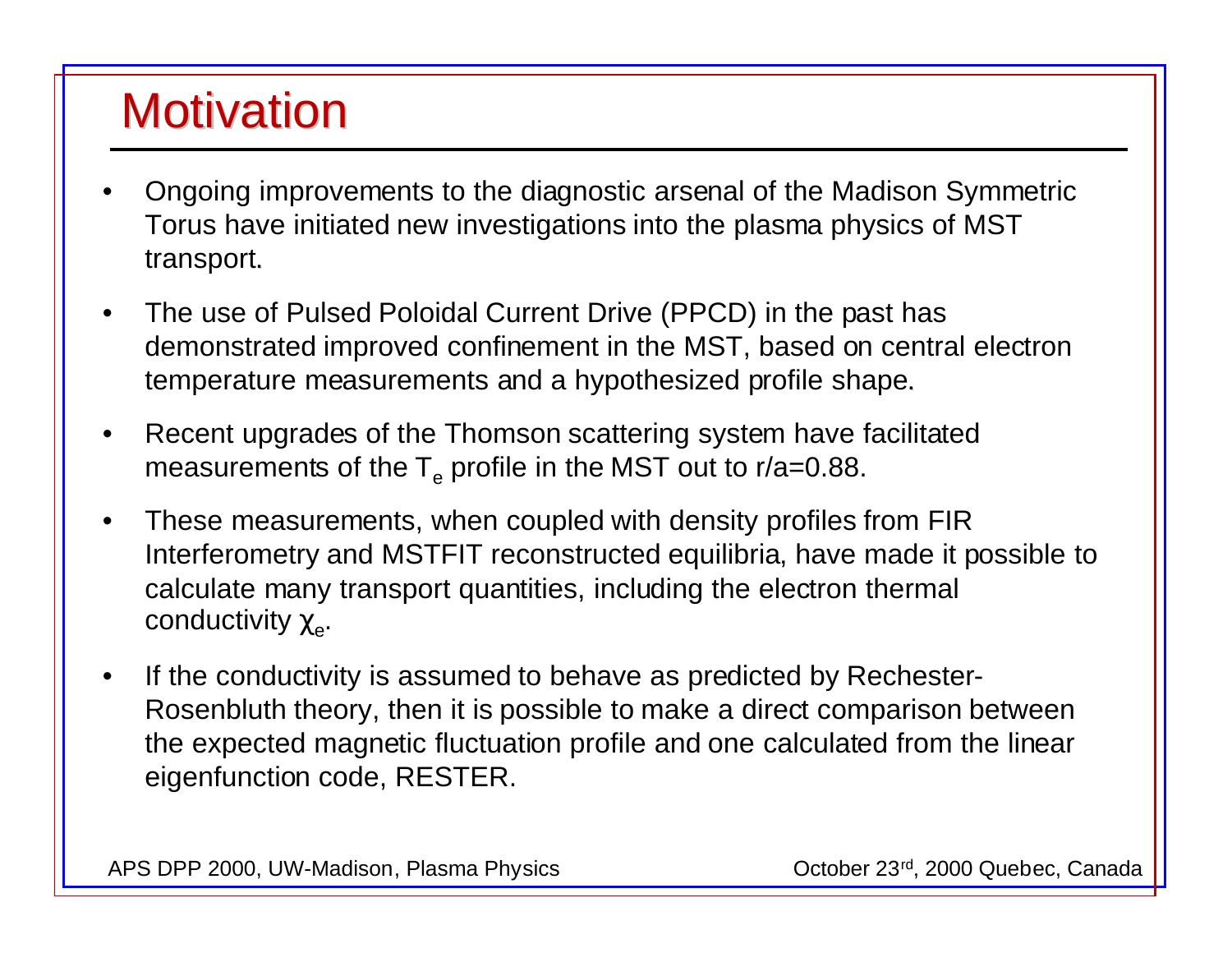# Motivation

- Ongoing improvements to the diagnostic arsenal of the Madison Symmetric Torus have initiated new investigations into the plasma physics of MST transport.
- The use of Pulsed Poloidal Current Drive (PPCD) in the past has demonstrated improved confinement in the MST, based on central electron temperature measurements and a hypothesized profile shape.
- Recent upgrades of the Thomson scattering system have facilitated measurements of the $T_e$ profile in the MST out to r/a=0.88.
- These measurements, when coupled with density profiles from FIR Interferometry and MSTFIT reconstructed equilibria, have made it possible to calculate many transport quantities, including the electron thermal conductivity $\chi_e$.
- If the conductivity is assumed to behave as predicted by Rechester-Rosenbluth theory, then it is possible to make a direct comparison between the expected magnetic fluctuation profile and one calculated from the linear eigenfunction code, RESTER.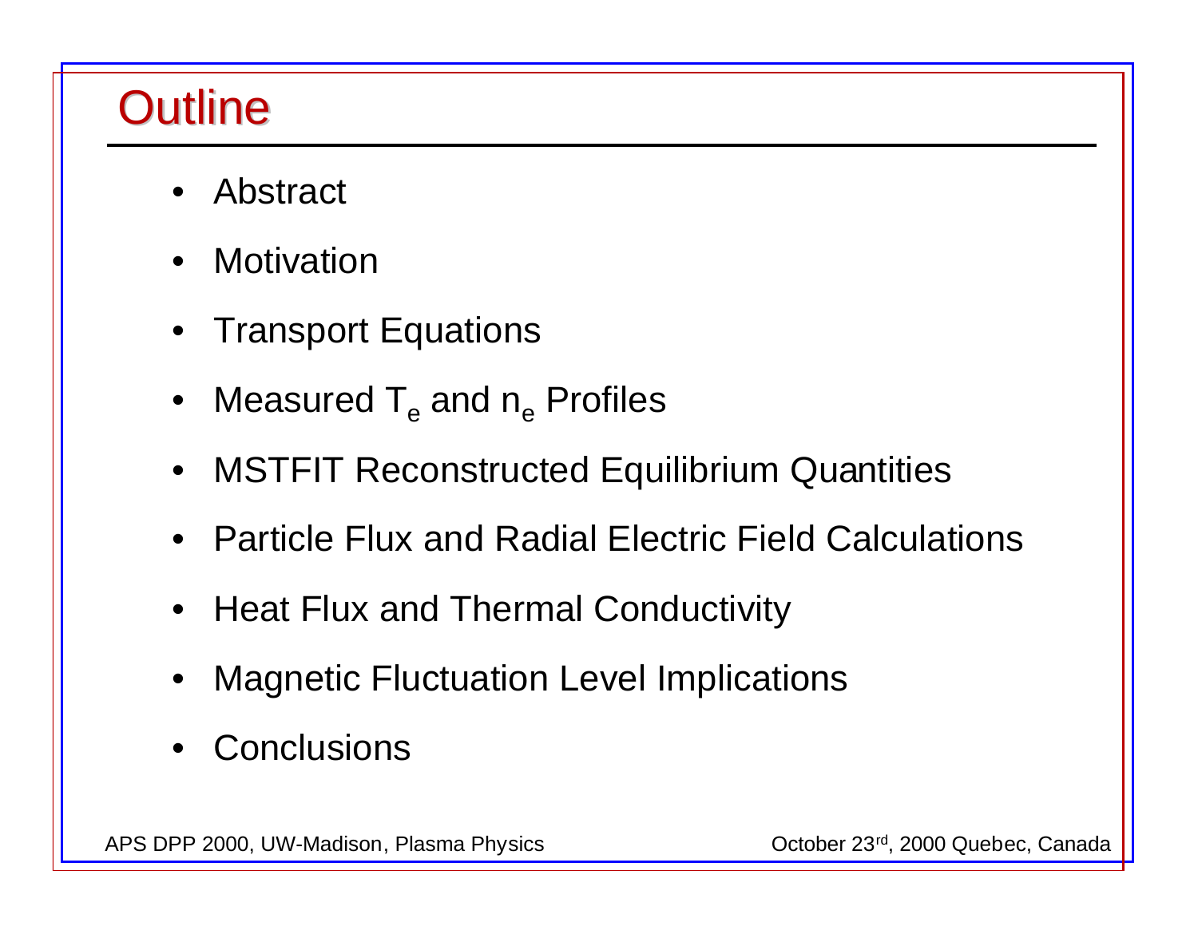# Outline

- Abstract
- Motivation
- Transport Equations
- Measured $T_e$ and $n_e$ Profiles
- MSTFIT Reconstructed Equilibrium Quantities
- Particle Flux and Radial Electric Field Calculations
- Heat Flux and Thermal Conductivity
- Magnetic Fluctuation Level Implications
- Conclusions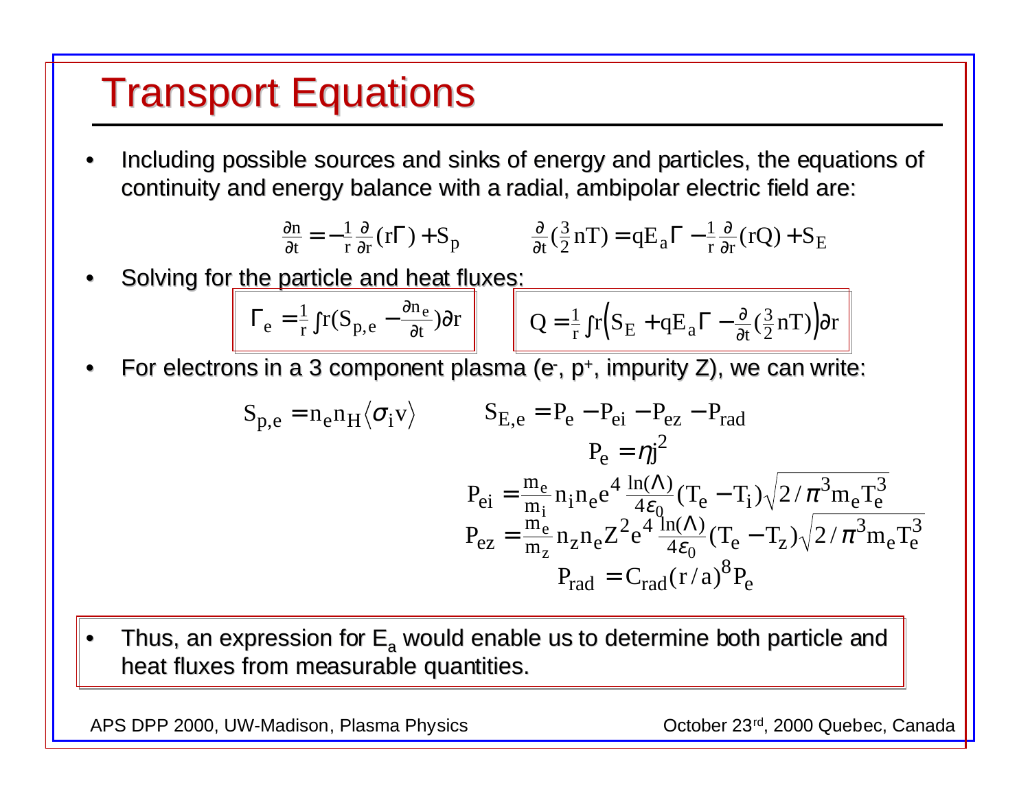# Transport Equations

- Including possible sources and sinks of energy and particles, the equations of continuity and energy balance with a radial, ambipolar electric field are:

$$\frac{\partial n}{\partial t} = -\frac{1}{r}\frac{\partial}{\partial r}(r\Gamma) + S_p \qquad \frac{\partial}{\partial t}\left(\frac{3}{2}nT\right) = qE_a\Gamma - \frac{1}{r}\frac{\partial}{\partial r}(rQ) + S_E$$

- Solving for the particle and heat fluxes:

$$\Gamma_e = \frac{1}{r}\int r\left(S_{p,e} - \frac{\partial n_e}{\partial t}\right)\partial r \qquad Q = \frac{1}{r}\int r\left(S_E + qE_a\Gamma - \frac{\partial}{\partial t}\left(\frac{3}{2}nT\right)\right)\partial r$$

- For electrons in a 3 component plasma ($e^-$, $p^+$, impurity Z), we can write:

$$S_{p,e} = n_e n_H \langle \sigma_i v \rangle \qquad S_{E,e} = P_e - P_{ei} - P_{ez} - P_{rad}$$

$$P_e = \eta j^2$$

$$P_{ei} = \frac{m_e}{m_i} n_i n_e e^4 \frac{\ln(\Lambda)}{4\varepsilon_0}(T_e - T_i)\sqrt{2/\pi^3 m_e T_e^3}$$

$$P_{ez} = \frac{m_e}{m_z} n_z n_e Z^2 e^4 \frac{\ln(\Lambda)}{4\varepsilon_0}(T_e - T_z)\sqrt{2/\pi^3 m_e T_e^3}$$

$$P_{rad} = C_{rad}(r/a)^8 P_e$$

- Thus, an expression for $E_a$ would enable us to determine both particle and heat fluxes from measurable quantities.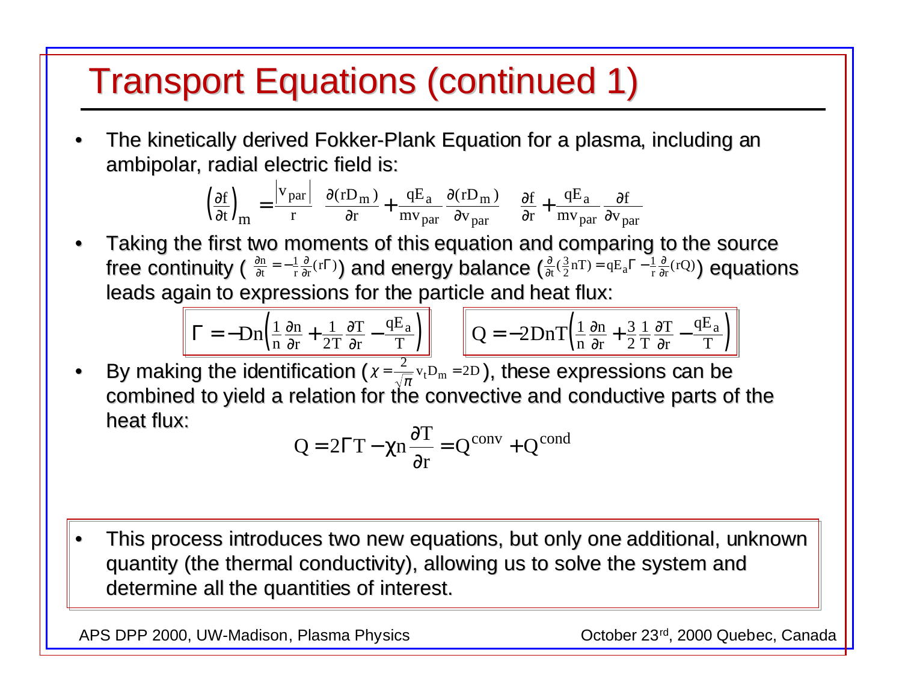# Transport Equations (continued 1)

- The kinetically derived Fokker-Plank Equation for a plasma, including an ambipolar, radial electric field is:

$$\left(\frac{\partial f}{\partial t}\right)_m = \frac{|v_{par}|}{r} \quad \frac{\partial (rD_m)}{\partial r} + \frac{qE_a}{mv_{par}} \frac{\partial (rD_m)}{\partial v_{par}} \quad \frac{\partial f}{\partial r} + \frac{qE_a}{mv_{par}} \frac{\partial f}{\partial v_{par}}$$

- Taking the first two moments of this equation and comparing to the source free continuity ( $\frac{\partial n}{\partial t} = -\frac{1}{r}\frac{\partial}{\partial r}(r\Gamma)$) and energy balance ($\frac{\partial}{\partial t}(\frac{3}{2}nT) = qE_a\Gamma - \frac{1}{r}\frac{\partial}{\partial r}(rQ)$) equations leads again to expressions for the particle and heat flux:

$$\Gamma = -Dn\left(\frac{1}{n}\frac{\partial n}{\partial r} + \frac{1}{2T}\frac{\partial T}{\partial r} - \frac{qE_a}{T}\right) \qquad Q = -2DnT\left(\frac{1}{n}\frac{\partial n}{\partial r} + \frac{3}{2}\frac{1}{T}\frac{\partial T}{\partial r} - \frac{qE_a}{T}\right)$$

- By making the identification ($\chi = \frac{2}{\sqrt{\pi}} v_t D_m = 2D$), these expressions can be combined to yield a relation for the convective and conductive parts of the heat flux:

$$Q = 2\Gamma T - \chi n \frac{\partial T}{\partial r} = Q^{conv} + Q^{cond}$$

- This process introduces two new equations, but only one additional, unknown quantity (the thermal conductivity), allowing us to solve the system and determine all the quantities of interest.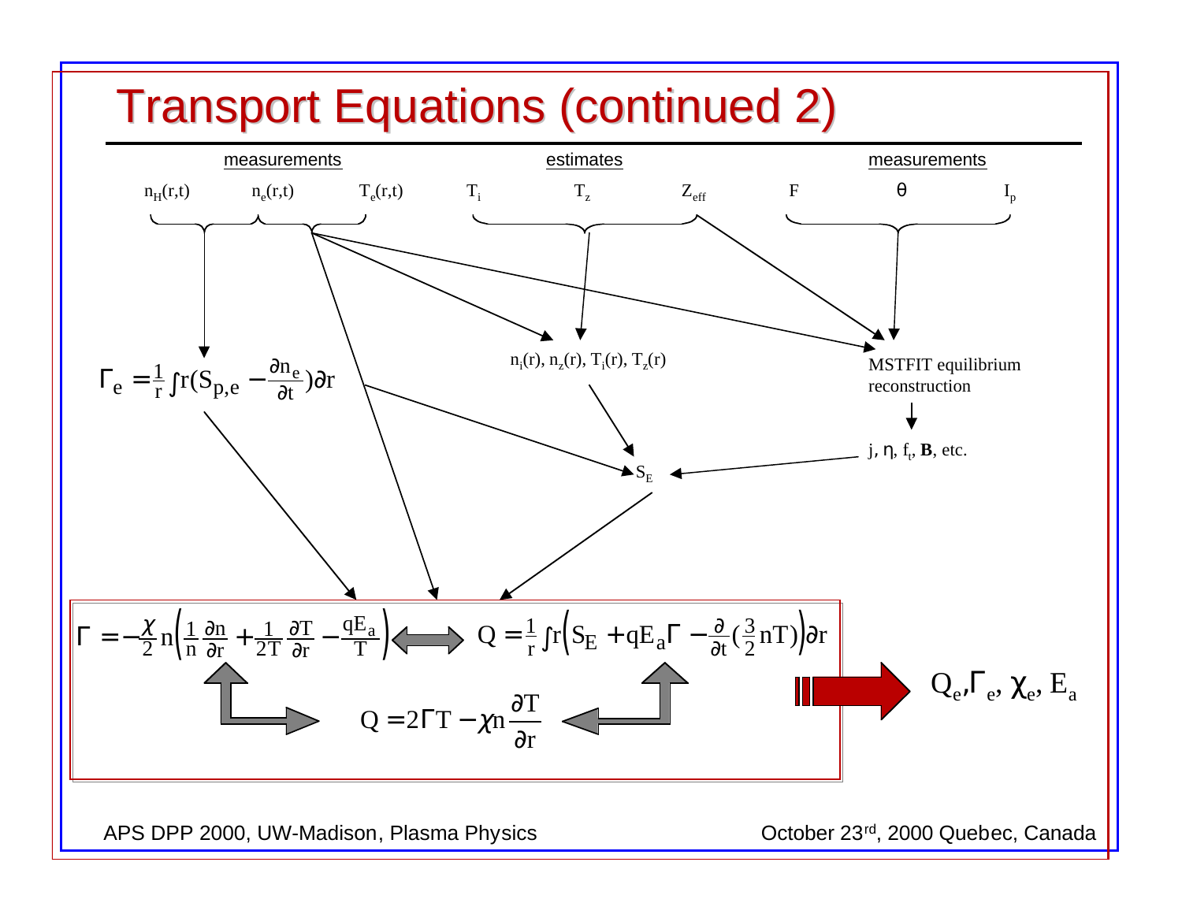# Transport Equations (continued 2)

**measurements**

$n_H(r,t)$ $n_e(r,t)$ $T_e(r,t)$

**estimates**

$T_i$ $T_z$ $Z_{eff}$

**measurements**

$F$ $\theta$ $I_p$

$$\Gamma_e = \frac{1}{r}\int r\left(S_{p,e} - \frac{\partial n_e}{\partial t}\right)\partial r$$

$n_i(r)$, $n_z(r)$, $T_i(r)$, $T_z(r)$

MSTFIT equilibrium reconstruction

$j$, $\eta$, $f_t$, $\mathbf{B}$, etc.

$S_E$

$$\Gamma = -\frac{\chi}{2} n\left(\frac{1}{n}\frac{\partial n}{\partial r} + \frac{1}{2T}\frac{\partial T}{\partial r} - \frac{qE_a}{T}\right) \Longleftrightarrow Q = \frac{1}{r}\int r\left(S_E + qE_a\Gamma - \frac{\partial}{\partial t}\left(\frac{3}{2}nT\right)\right)\partial r$$

$$Q = 2\Gamma T - \chi n \frac{\partial T}{\partial r}$$

$\Rightarrow$ $Q_e$, $\Gamma_e$, $\chi_e$, $E_a$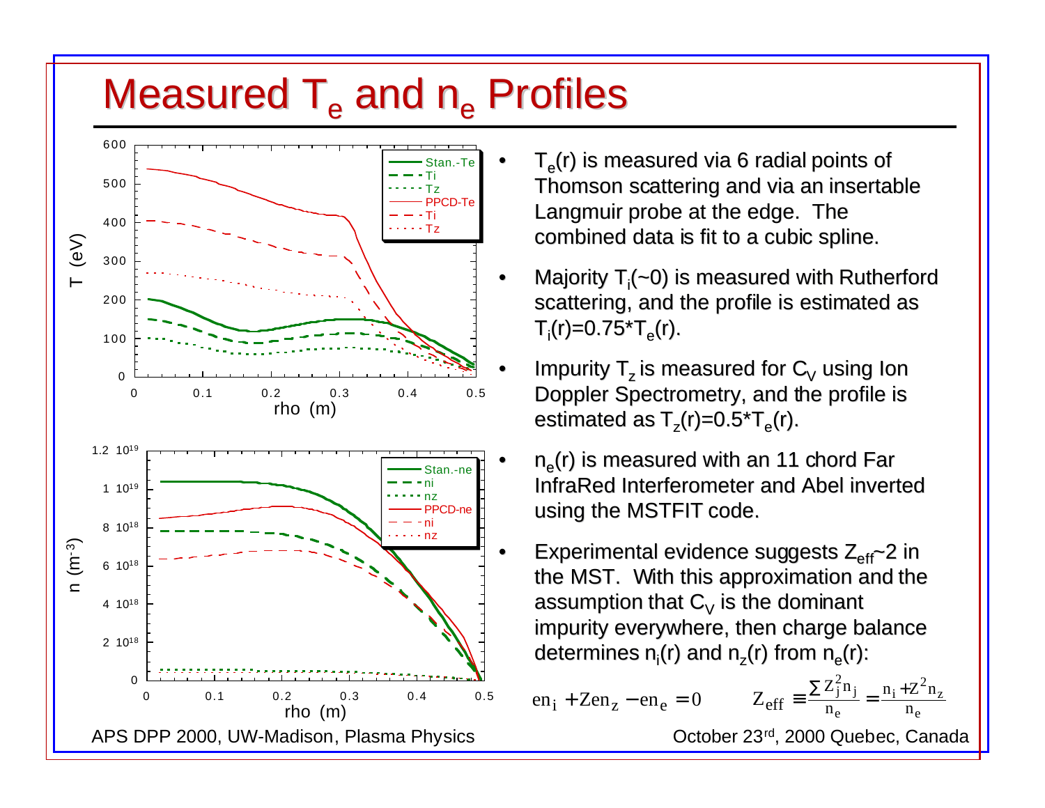# Measured $T_e$ and $n_e$ Profiles

- $T_e(r)$ is measured via 6 radial points of Thomson scattering and via an insertable Langmuir probe at the edge. The combined data is fit to a cubic spline.
- Majority $T_i(\sim 0)$ is measured with Rutherford scattering, and the profile is estimated as $T_i(r)=0.75*T_e(r)$.
- Impurity $T_z$ is measured for $C_V$ using Ion Doppler Spectrometry, and the profile is estimated as $T_z(r)=0.5*T_e(r)$.
- $n_e(r)$ is measured with an 11 chord Far InfraRed Interferometer and Abel inverted using the MSTFIT code.
- Experimental evidence suggests $Z_{eff}\sim 2$ in the MST. With this approximation and the assumption that $C_V$ is the dominant impurity everywhere, then charge balance determines $n_i(r)$ and $n_z(r)$ from $n_e(r)$:

$$en_i + Zen_z - en_e = 0 \qquad Z_{eff} \equiv \frac{\sum Z_j^2 n_j}{n_e} = \frac{n_i + Z^2 n_z}{n_e}$$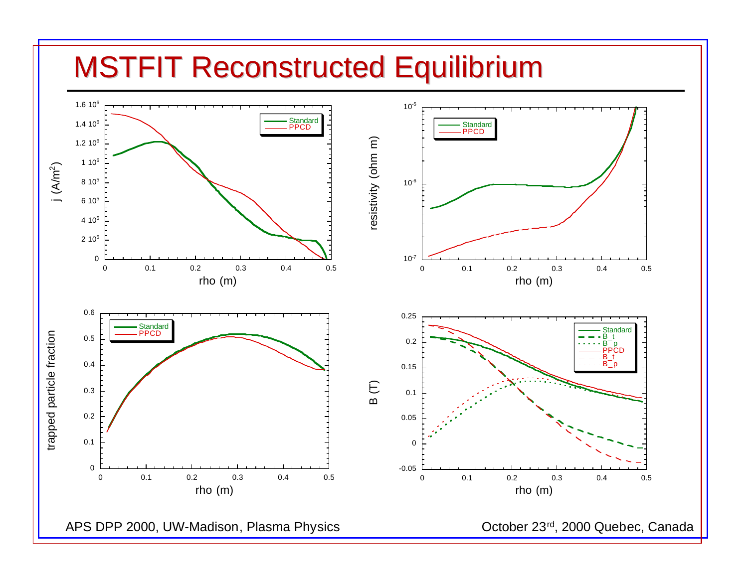# MSTFIT Reconstructed Equilibrium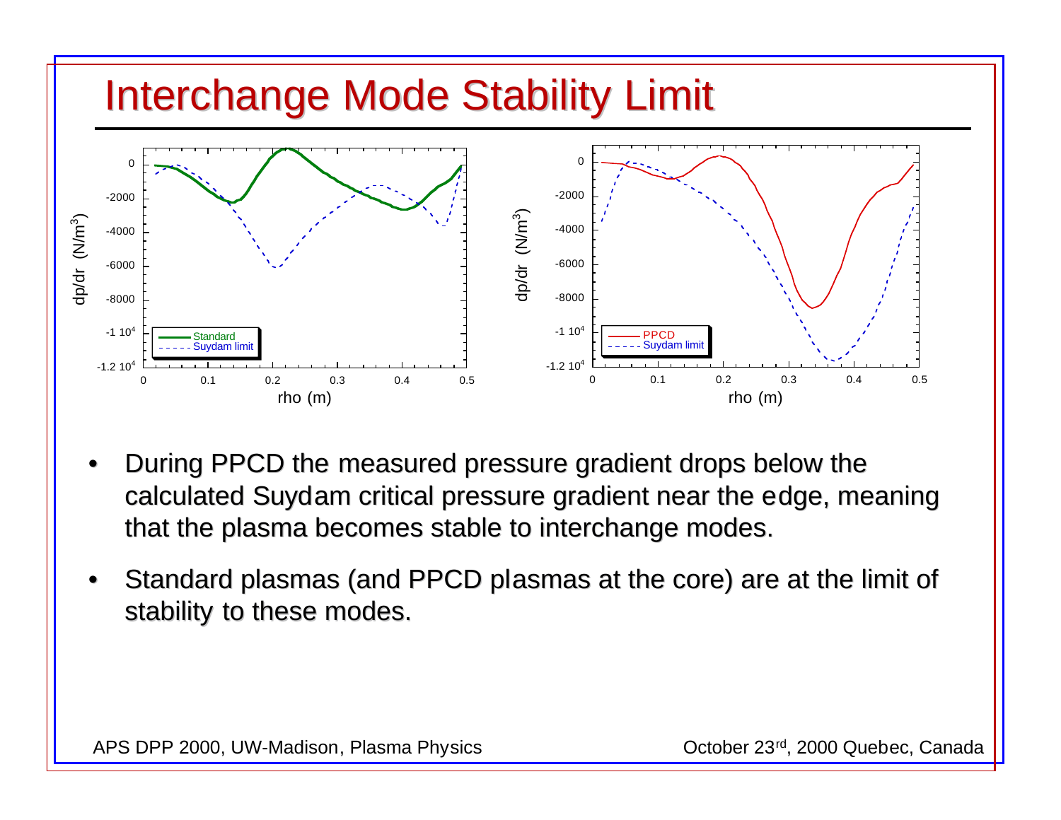# Interchange Mode Stability Limit

- During PPCD the measured pressure gradient drops below the calculated Suydam critical pressure gradient near the edge, meaning that the plasma becomes stable to interchange modes.
- Standard plasmas (and PPCD plasmas at the core) are at the limit of stability to these modes.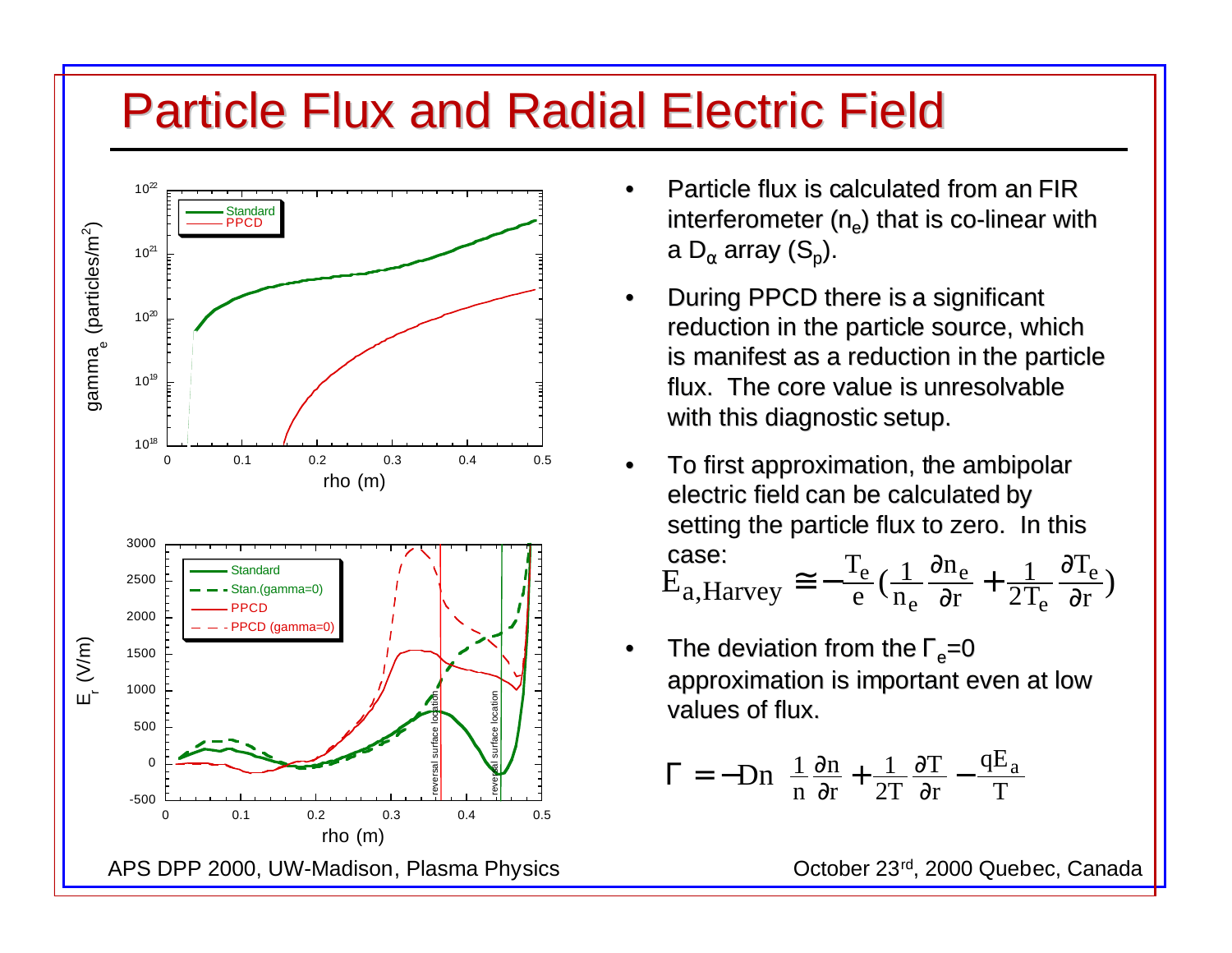# Particle Flux and Radial Electric Field

- Particle flux is calculated from an FIR interferometer ($n_e$) that is co-linear with a $D_\alpha$ array ($S_p$).
- During PPCD there is a significant reduction in the particle source, which is manifest as a reduction in the particle flux. The core value is unresolvable with this diagnostic setup.
- To first approximation, the ambipolar electric field can be calculated by setting the particle flux to zero. In this case:

$$E_{a,Harvey} \cong -\frac{T_e}{e}\left(\frac{1}{n_e}\frac{\partial n_e}{\partial r} + \frac{1}{2T_e}\frac{\partial T_e}{\partial r}\right)$$

- The deviation from the $\Gamma_e=0$ approximation is important even at low values of flux.

$$\Gamma = -Dn\left(\frac{1}{n}\frac{\partial n}{\partial r} + \frac{1}{2T}\frac{\partial T}{\partial r} - \frac{qE_a}{T}\right)$$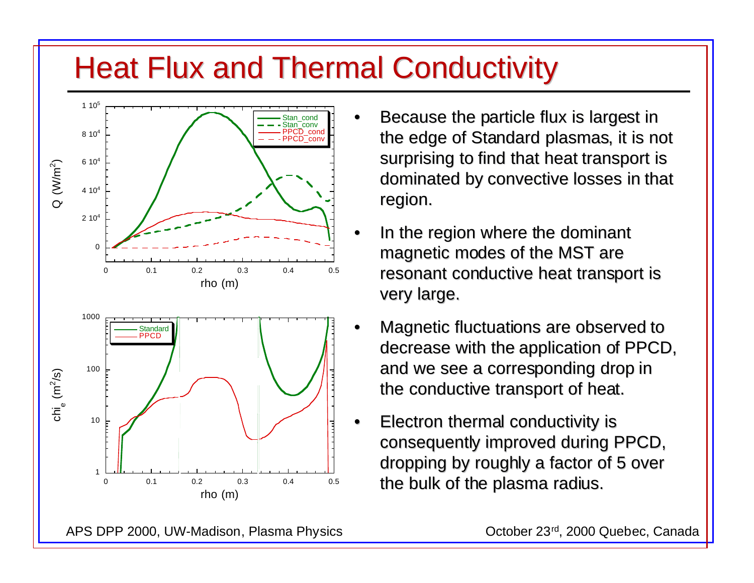# Heat Flux and Thermal Conductivity

- Because the particle flux is largest in the edge of Standard plasmas, it is not surprising to find that heat transport is dominated by convective losses in that region.
- In the region where the dominant magnetic modes of the MST are resonant conductive heat transport is very large.
- Magnetic fluctuations are observed to decrease with the application of PPCD, and we see a corresponding drop in the conductive transport of heat.
- Electron thermal conductivity is consequently improved during PPCD, dropping by roughly a factor of 5 over the bulk of the plasma radius.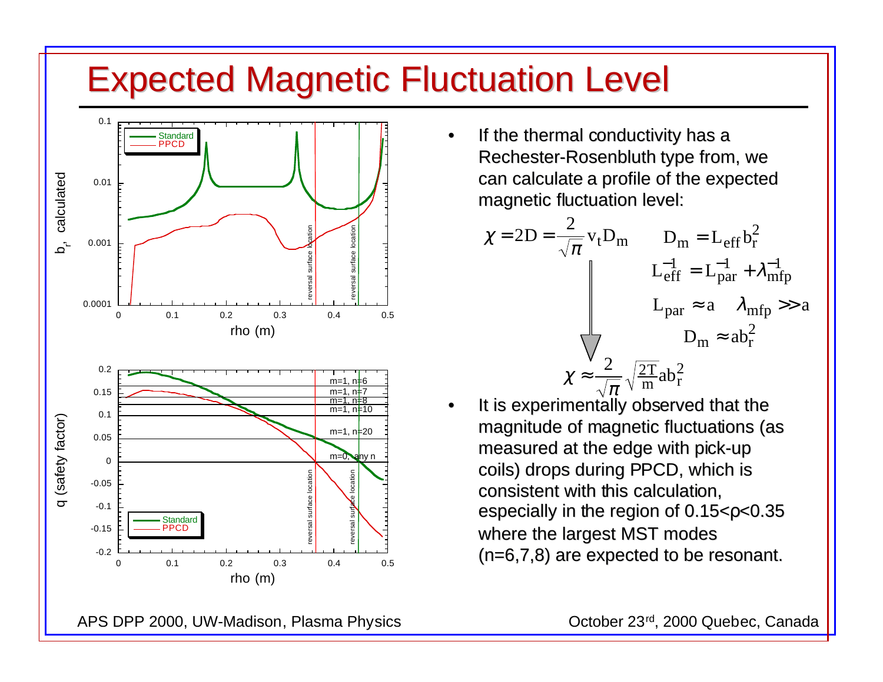# Expected Magnetic Fluctuation Level

- If the thermal conductivity has a Rechester-Rosenbluth type from, we can calculate a profile of the expected magnetic fluctuation level:

$$\chi = 2D = \frac{2}{\sqrt{\pi}} v_t D_m \qquad D_m = L_{eff} b_r^2$$

$$L_{eff}^{-1} = L_{par}^{-1} + \lambda_{mfp}^{-1}$$

$$L_{par} \approx a \quad \lambda_{mfp} \gg a$$

$$D_m \approx a b_r^2$$

$$\chi \approx \frac{2}{\sqrt{\pi}} \sqrt{\frac{2T}{m}} a b_r^2$$

- It is experimentally observed that the magnitude of magnetic fluctuations (as measured at the edge with pick-up coils) drops during PPCD, which is consistent with this calculation, especially in the region of 0.15<ρ<0.35 where the largest MST modes (n=6,7,8) are expected to be resonant.

APS DPP 2000, UW-Madison, Plasma Physics

October 23rd, 2000 Quebec, Canada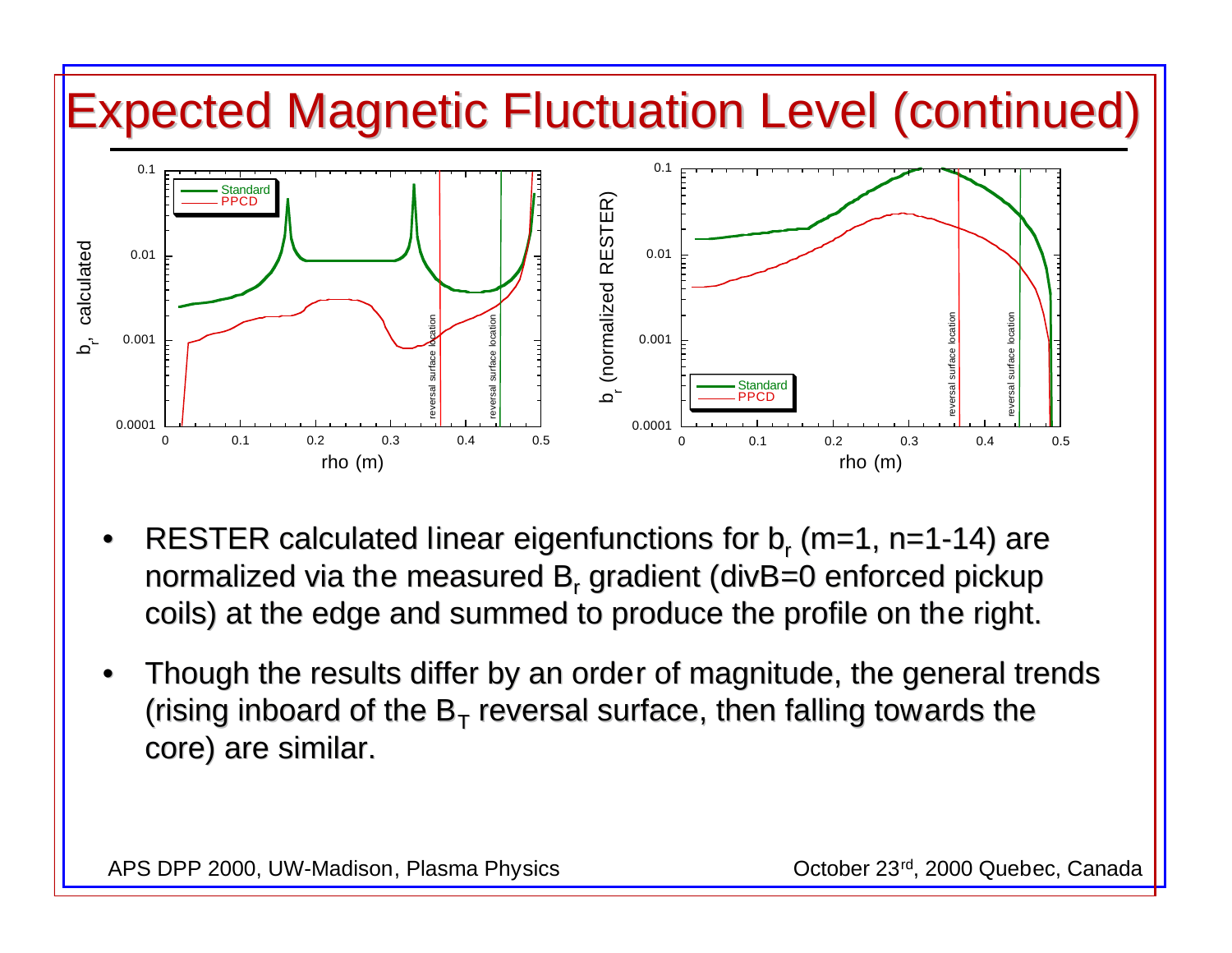# Expected Magnetic Fluctuation Level (continued)

- RESTER calculated linear eigenfunctions for $b_r$ (m=1, n=1-14) are normalized via the measured $B_r$ gradient (divB=0 enforced pickup coils) at the edge and summed to produce the profile on the right.
- Though the results differ by an order of magnitude, the general trends (rising inboard of the $B_T$ reversal surface, then falling towards the core) are similar.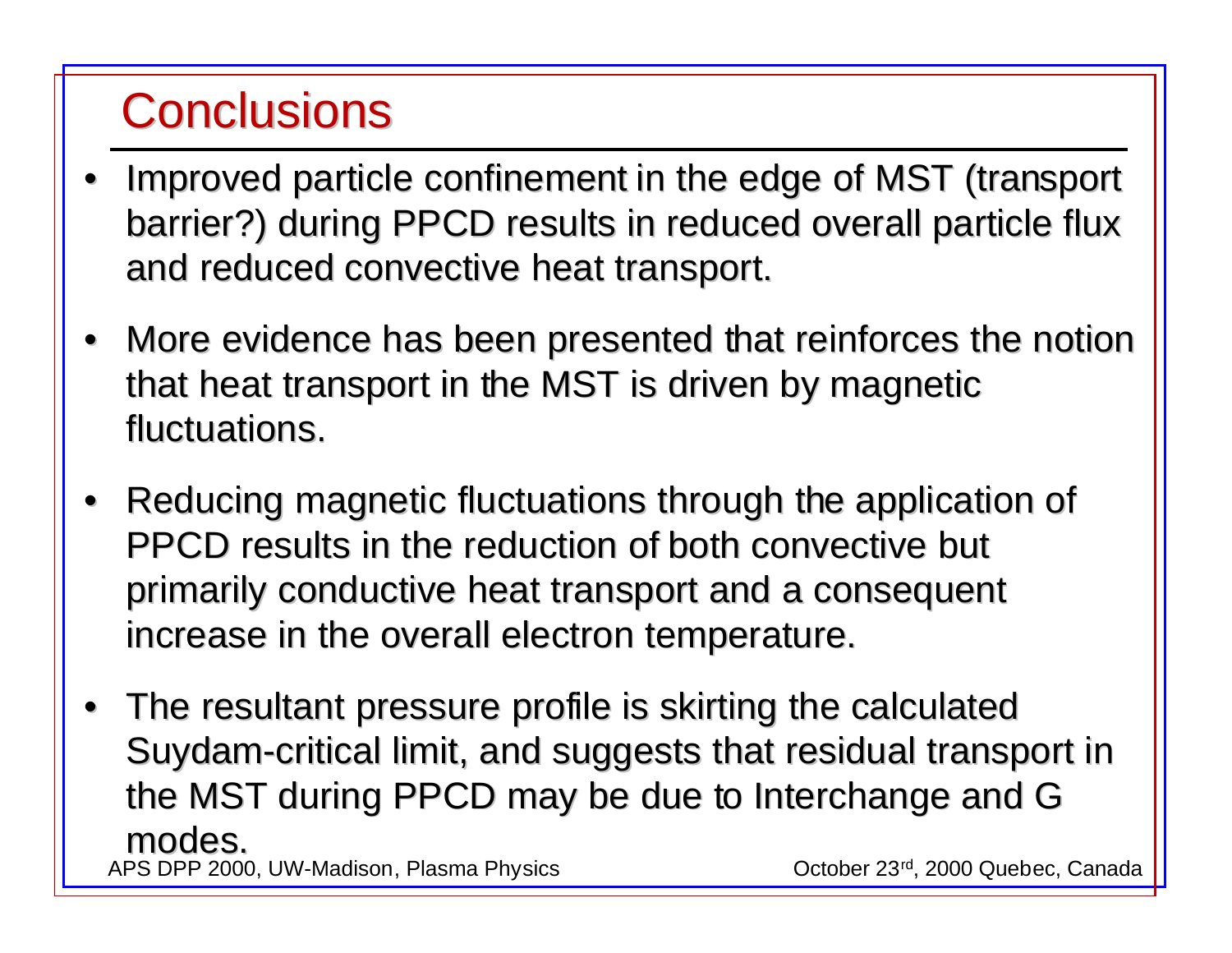# Conclusions

- Improved particle confinement in the edge of MST (transport barrier?) during PPCD results in reduced overall particle flux and reduced convective heat transport.
- More evidence has been presented that reinforces the notion that heat transport in the MST is driven by magnetic fluctuations.
- Reducing magnetic fluctuations through the application of PPCD results in the reduction of both convective but primarily conductive heat transport and a consequent increase in the overall electron temperature.
- The resultant pressure profile is skirting the calculated Suydam-critical limit, and suggests that residual transport in the MST during PPCD may be due to Interchange and G modes.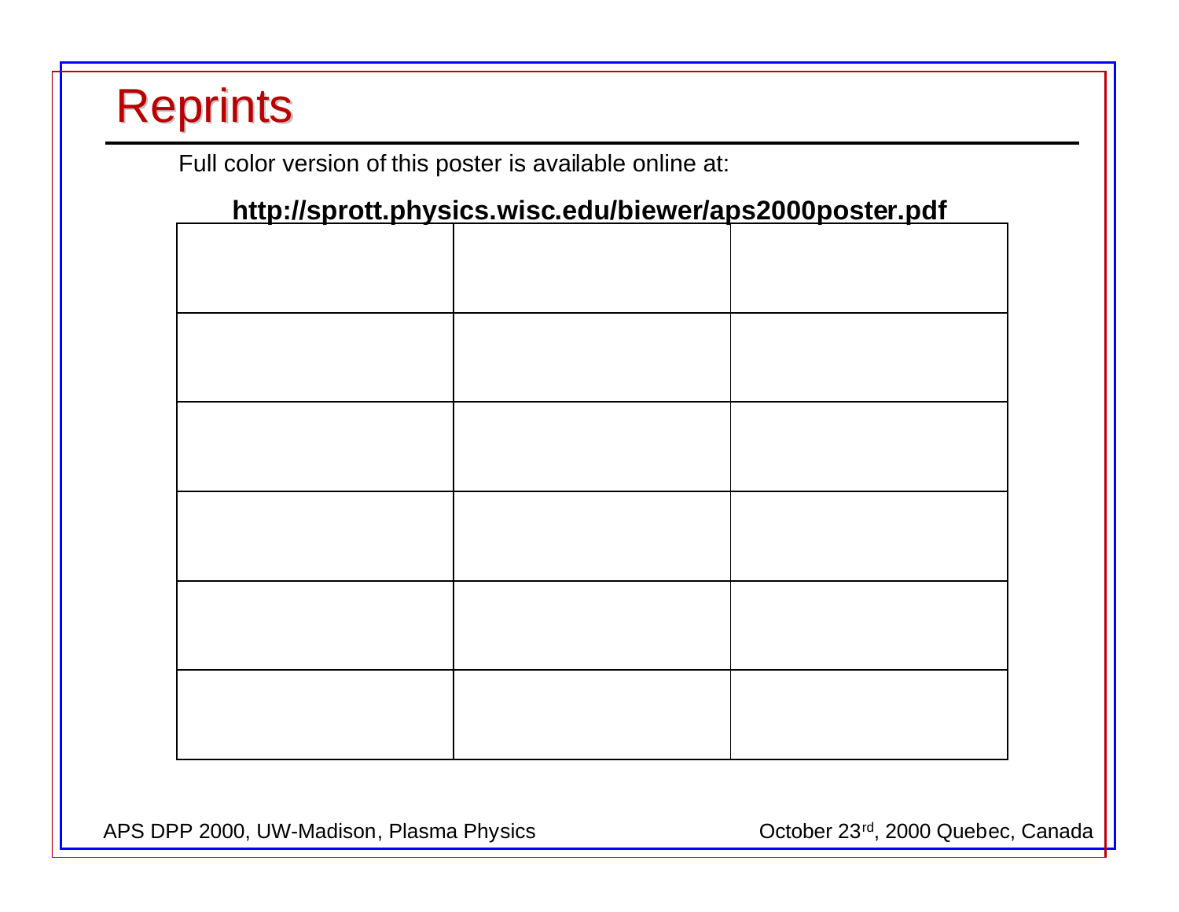# Reprints

Full color version of this poster is available online at:

**http://sprott.physics.wisc.edu/biewer/aps2000poster.pdf**

| | | |
|---|---|---|
| | | |
| | | |
| | | |
| | | |
| | | |
| | | |